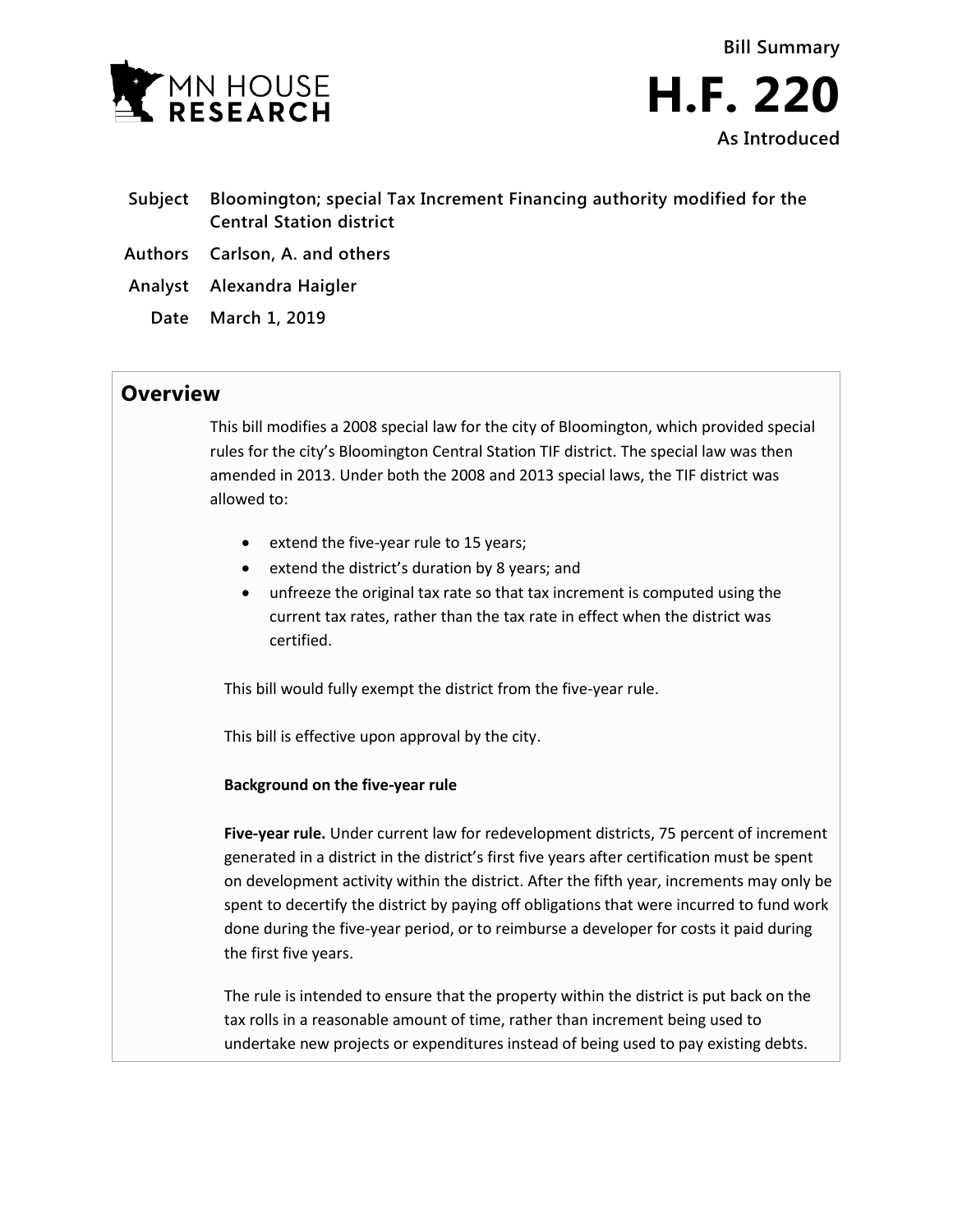Bill Summary

# H.F. 220

As Introduced

**Subject** Bloomington; special Tax Increment Financing authority modified for the Central Station district

**Authors** Carlson, A. and others

**Analyst** Alexandra Haigler

**Date** March 1, 2019

## Overview

This bill modifies a 2008 special law for the city of Bloomington, which provided special rules for the city's Bloomington Central Station TIF district. The special law was then amended in 2013. Under both the 2008 and 2013 special laws, the TIF district was allowed to:

- extend the five-year rule to 15 years;
- extend the district's duration by 8 years; and
- unfreeze the original tax rate so that tax increment is computed using the current tax rates, rather than the tax rate in effect when the district was certified.

This bill would fully exempt the district from the five-year rule.

This bill is effective upon approval by the city.

**Background on the five-year rule**

**Five-year rule.** Under current law for redevelopment districts, 75 percent of increment generated in a district in the district's first five years after certification must be spent on development activity within the district. After the fifth year, increments may only be spent to decertify the district by paying off obligations that were incurred to fund work done during the five-year period, or to reimburse a developer for costs it paid during the first five years.

The rule is intended to ensure that the property within the district is put back on the tax rolls in a reasonable amount of time, rather than increment being used to undertake new projects or expenditures instead of being used to pay existing debts.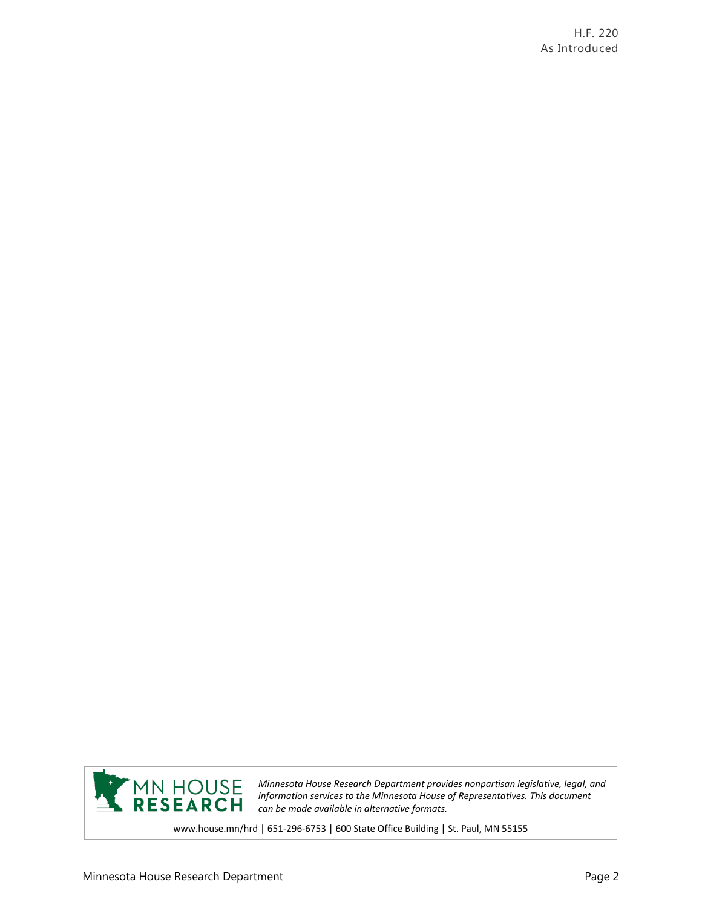MN HOUSE RESEARCH

*Minnesota House Research Department provides nonpartisan legislative, legal, and information services to the Minnesota House of Representatives. This document can be made available in alternative formats.*

www.house.mn/hrd | 651-296-6753 | 600 State Office Building | St. Paul, MN 55155